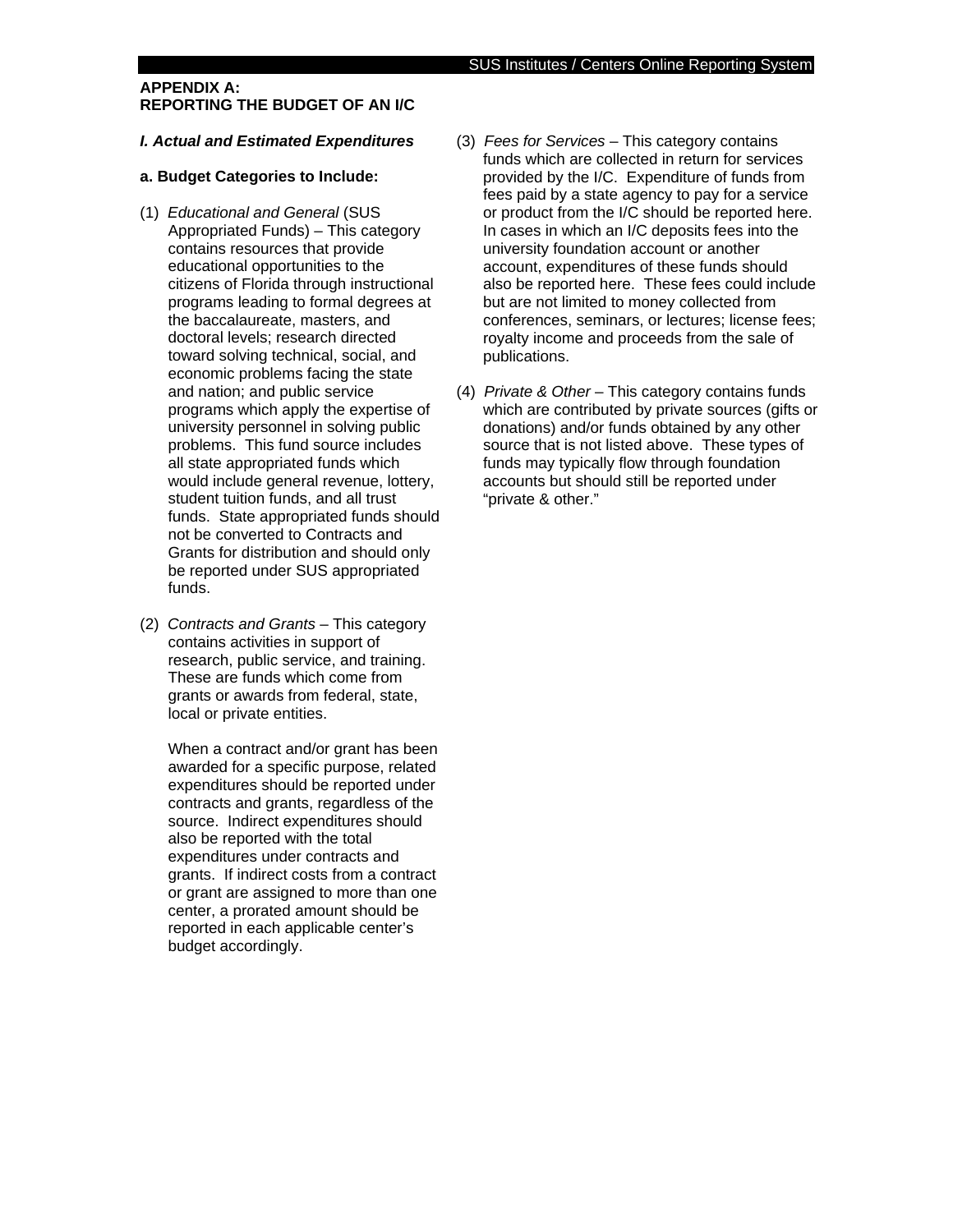## APPENDIX A:
## REPORTING THE BUDGET OF AN I/C

### *I. Actual and Estimated Expenditures*

**a. Budget Categories to Include:**

(1) *Educational and General* (SUS Appropriated Funds) – This category contains resources that provide educational opportunities to the citizens of Florida through instructional programs leading to formal degrees at the baccalaureate, masters, and doctoral levels; research directed toward solving technical, social, and economic problems facing the state and nation; and public service programs which apply the expertise of university personnel in solving public problems. This fund source includes all state appropriated funds which would include general revenue, lottery, student tuition funds, and all trust funds. State appropriated funds should not be converted to Contracts and Grants for distribution and should only be reported under SUS appropriated funds.

(2) *Contracts and Grants* – This category contains activities in support of research, public service, and training. These are funds which come from grants or awards from federal, state, local or private entities.

When a contract and/or grant has been awarded for a specific purpose, related expenditures should be reported under contracts and grants, regardless of the source. Indirect expenditures should also be reported with the total expenditures under contracts and grants. If indirect costs from a contract or grant are assigned to more than one center, a prorated amount should be reported in each applicable center's budget accordingly.

(3) *Fees for Services* – This category contains funds which are collected in return for services provided by the I/C. Expenditure of funds from fees paid by a state agency to pay for a service or product from the I/C should be reported here. In cases in which an I/C deposits fees into the university foundation account or another account, expenditures of these funds should also be reported here. These fees could include but are not limited to money collected from conferences, seminars, or lectures; license fees; royalty income and proceeds from the sale of publications.

(4) *Private & Other* – This category contains funds which are contributed by private sources (gifts or donations) and/or funds obtained by any other source that is not listed above. These types of funds may typically flow through foundation accounts but should still be reported under "private & other."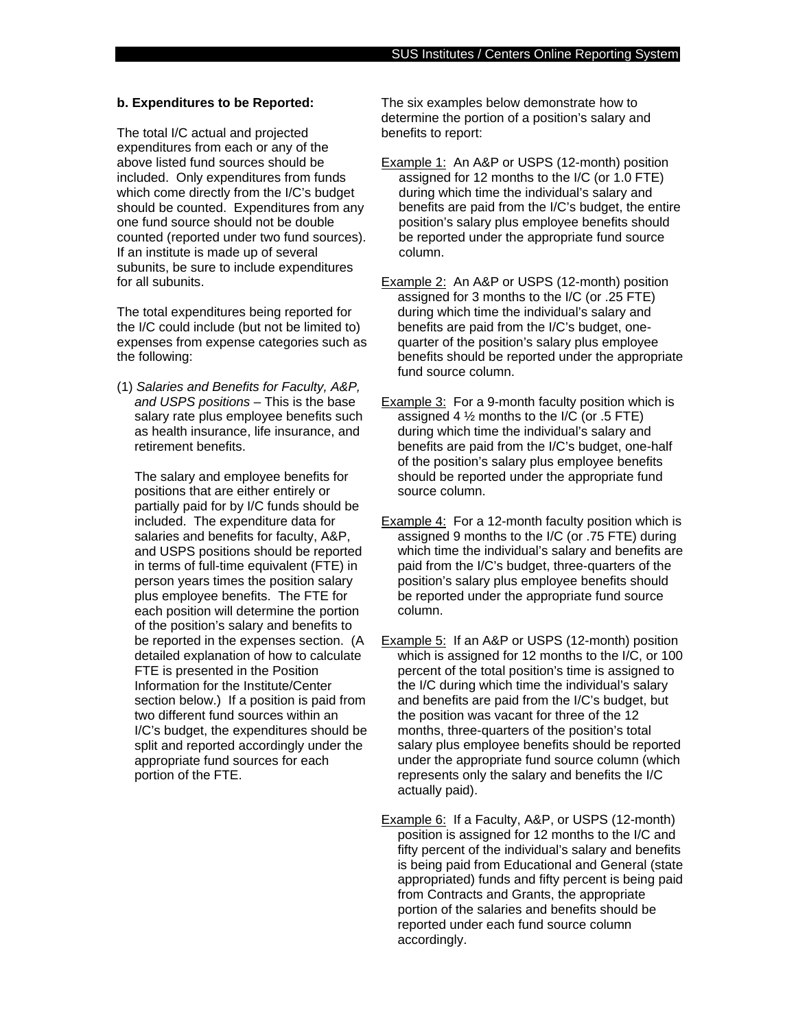**b. Expenditures to be Reported:**

The total I/C actual and projected expenditures from each or any of the above listed fund sources should be included. Only expenditures from funds which come directly from the I/C's budget should be counted. Expenditures from any one fund source should not be double counted (reported under two fund sources). If an institute is made up of several subunits, be sure to include expenditures for all subunits.

The total expenditures being reported for the I/C could include (but not be limited to) expenses from expense categories such as the following:

(1) *Salaries and Benefits for Faculty, A&P, and USPS positions* – This is the base salary rate plus employee benefits such as health insurance, life insurance, and retirement benefits.

The salary and employee benefits for positions that are either entirely or partially paid for by I/C funds should be included. The expenditure data for salaries and benefits for faculty, A&P, and USPS positions should be reported in terms of full-time equivalent (FTE) in person years times the position salary plus employee benefits. The FTE for each position will determine the portion of the position's salary and benefits to be reported in the expenses section. (A detailed explanation of how to calculate FTE is presented in the Position Information for the Institute/Center section below.) If a position is paid from two different fund sources within an I/C's budget, the expenditures should be split and reported accordingly under the appropriate fund sources for each portion of the FTE.

The six examples below demonstrate how to determine the portion of a position's salary and benefits to report:

<u>Example 1:</u> An A&P or USPS (12-month) position assigned for 12 months to the I/C (or 1.0 FTE) during which time the individual's salary and benefits are paid from the I/C's budget, the entire position's salary plus employee benefits should be reported under the appropriate fund source column.

<u>Example 2:</u> An A&P or USPS (12-month) position assigned for 3 months to the I/C (or .25 FTE) during which time the individual's salary and benefits are paid from the I/C's budget, one-quarter of the position's salary plus employee benefits should be reported under the appropriate fund source column.

<u>Example 3:</u> For a 9-month faculty position which is assigned 4 ½ months to the I/C (or .5 FTE) during which time the individual's salary and benefits are paid from the I/C's budget, one-half of the position's salary plus employee benefits should be reported under the appropriate fund source column.

<u>Example 4:</u> For a 12-month faculty position which is assigned 9 months to the I/C (or .75 FTE) during which time the individual's salary and benefits are paid from the I/C's budget, three-quarters of the position's salary plus employee benefits should be reported under the appropriate fund source column.

<u>Example 5:</u> If an A&P or USPS (12-month) position which is assigned for 12 months to the I/C, or 100 percent of the total position's time is assigned to the I/C during which time the individual's salary and benefits are paid from the I/C's budget, but the position was vacant for three of the 12 months, three-quarters of the position's total salary plus employee benefits should be reported under the appropriate fund source column (which represents only the salary and benefits the I/C actually paid).

<u>Example 6:</u> If a Faculty, A&P, or USPS (12-month) position is assigned for 12 months to the I/C and fifty percent of the individual's salary and benefits is being paid from Educational and General (state appropriated) funds and fifty percent is being paid from Contracts and Grants, the appropriate portion of the salaries and benefits should be reported under each fund source column accordingly.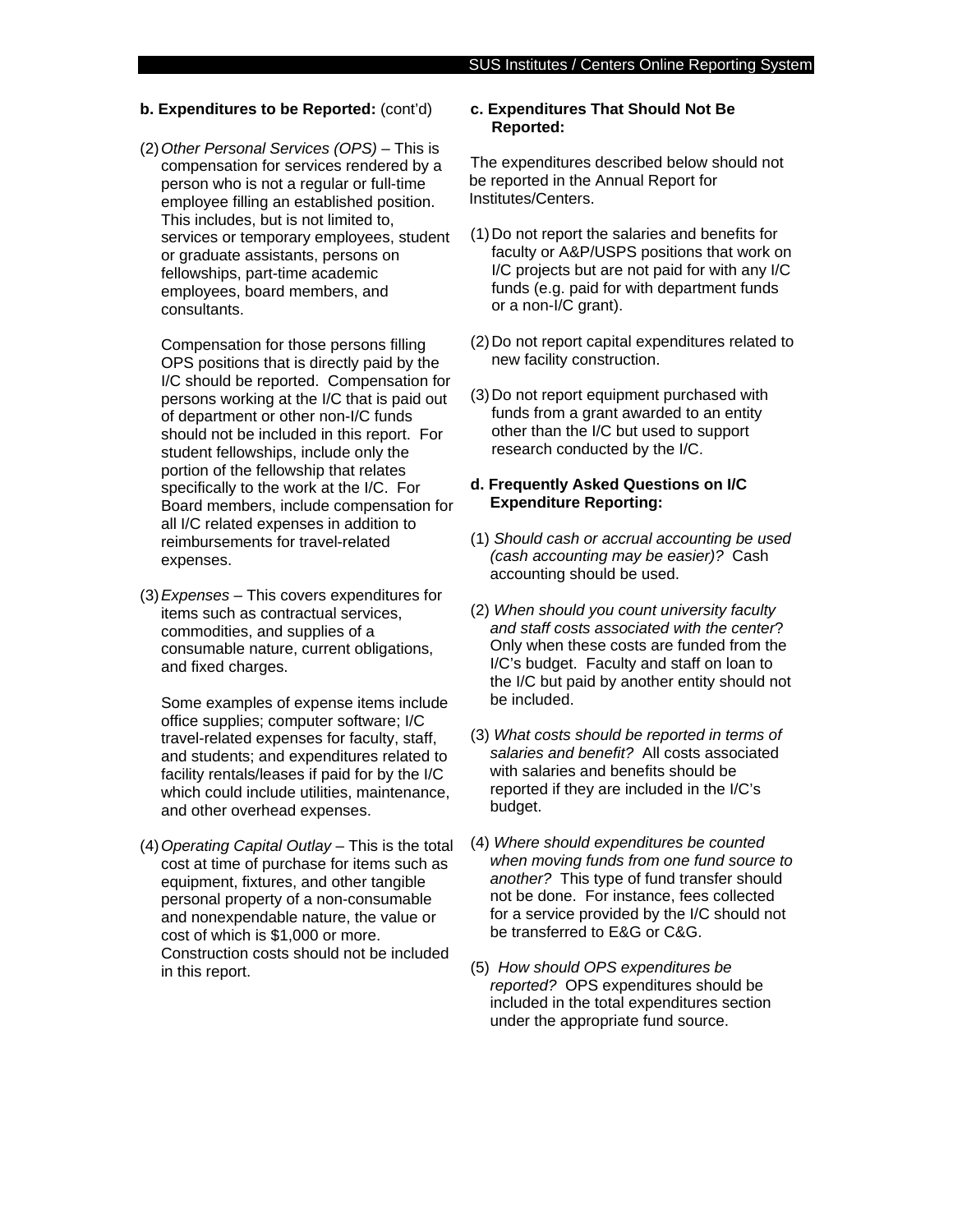**b. Expenditures to be Reported:** (cont'd)

(2) *Other Personal Services (OPS)* – This is compensation for services rendered by a person who is not a regular or full-time employee filling an established position. This includes, but is not limited to, services or temporary employees, student or graduate assistants, persons on fellowships, part-time academic employees, board members, and consultants.

Compensation for those persons filling OPS positions that is directly paid by the I/C should be reported. Compensation for persons working at the I/C that is paid out of department or other non-I/C funds should not be included in this report. For student fellowships, include only the portion of the fellowship that relates specifically to the work at the I/C. For Board members, include compensation for all I/C related expenses in addition to reimbursements for travel-related expenses.

(3) *Expenses* – This covers expenditures for items such as contractual services, commodities, and supplies of a consumable nature, current obligations, and fixed charges.

Some examples of expense items include office supplies; computer software; I/C travel-related expenses for faculty, staff, and students; and expenditures related to facility rentals/leases if paid for by the I/C which could include utilities, maintenance, and other overhead expenses.

(4) *Operating Capital Outlay* – This is the total cost at time of purchase for items such as equipment, fixtures, and other tangible personal property of a non-consumable and nonexpendable nature, the value or cost of which is $1,000 or more. Construction costs should not be included in this report.

**c. Expenditures That Should Not Be Reported:**

The expenditures described below should not be reported in the Annual Report for Institutes/Centers.

(1) Do not report the salaries and benefits for faculty or A&P/USPS positions that work on I/C projects but are not paid for with any I/C funds (e.g. paid for with department funds or a non-I/C grant).

(2) Do not report capital expenditures related to new facility construction.

(3) Do not report equipment purchased with funds from a grant awarded to an entity other than the I/C but used to support research conducted by the I/C.

**d. Frequently Asked Questions on I/C Expenditure Reporting:**

(1) *Should cash or accrual accounting be used (cash accounting may be easier)?* Cash accounting should be used.

(2) *When should you count university faculty and staff costs associated with the center*? Only when these costs are funded from the I/C's budget. Faculty and staff on loan to the I/C but paid by another entity should not be included.

(3) *What costs should be reported in terms of salaries and benefit?* All costs associated with salaries and benefits should be reported if they are included in the I/C's budget.

(4) *Where should expenditures be counted when moving funds from one fund source to another?* This type of fund transfer should not be done. For instance, fees collected for a service provided by the I/C should not be transferred to E&G or C&G.

(5) *How should OPS expenditures be reported?* OPS expenditures should be included in the total expenditures section under the appropriate fund source.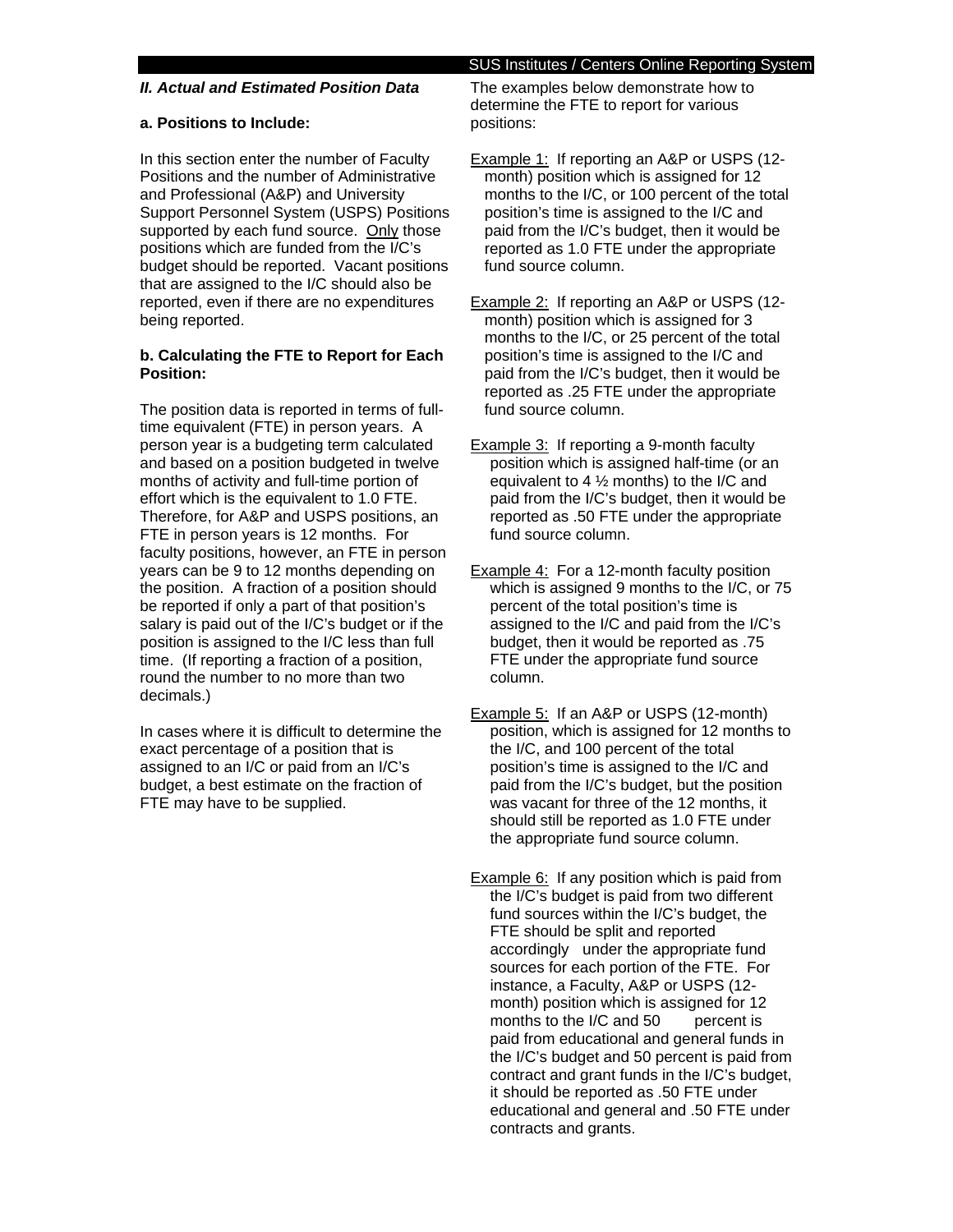## *II. Actual and Estimated Position Data*

**a. Positions to Include:**

In this section enter the number of Faculty Positions and the number of Administrative and Professional (A&P) and University Support Personnel System (USPS) Positions supported by each fund source. Only those positions which are funded from the I/C's budget should be reported. Vacant positions that are assigned to the I/C should also be reported, even if there are no expenditures being reported.

**b. Calculating the FTE to Report for Each Position:**

The position data is reported in terms of full-time equivalent (FTE) in person years. A person year is a budgeting term calculated and based on a position budgeted in twelve months of activity and full-time portion of effort which is the equivalent to 1.0 FTE. Therefore, for A&P and USPS positions, an FTE in person years is 12 months. For faculty positions, however, an FTE in person years can be 9 to 12 months depending on the position. A fraction of a position should be reported if only a part of that position's salary is paid out of the I/C's budget or if the position is assigned to the I/C less than full time. (If reporting a fraction of a position, round the number to no more than two decimals.)

In cases where it is difficult to determine the exact percentage of a position that is assigned to an I/C or paid from an I/C's budget, a best estimate on the fraction of FTE may have to be supplied.

The examples below demonstrate how to determine the FTE to report for various positions:

Example 1: If reporting an A&P or USPS (12-month) position which is assigned for 12 months to the I/C, or 100 percent of the total position's time is assigned to the I/C and paid from the I/C's budget, then it would be reported as 1.0 FTE under the appropriate fund source column.

Example 2: If reporting an A&P or USPS (12-month) position which is assigned for 3 months to the I/C, or 25 percent of the total position's time is assigned to the I/C and paid from the I/C's budget, then it would be reported as .25 FTE under the appropriate fund source column.

Example 3: If reporting a 9-month faculty position which is assigned half-time (or an equivalent to 4 ½ months) to the I/C and paid from the I/C's budget, then it would be reported as .50 FTE under the appropriate fund source column.

Example 4: For a 12-month faculty position which is assigned 9 months to the I/C, or 75 percent of the total position's time is assigned to the I/C and paid from the I/C's budget, then it would be reported as .75 FTE under the appropriate fund source column.

Example 5: If an A&P or USPS (12-month) position, which is assigned for 12 months to the I/C, and 100 percent of the total position's time is assigned to the I/C and paid from the I/C's budget, but the position was vacant for three of the 12 months, it should still be reported as 1.0 FTE under the appropriate fund source column.

Example 6: If any position which is paid from the I/C's budget is paid from two different fund sources within the I/C's budget, the FTE should be split and reported accordingly under the appropriate fund sources for each portion of the FTE. For instance, a Faculty, A&P or USPS (12-month) position which is assigned for 12 months to the I/C and 50 percent is paid from educational and general funds in the I/C's budget and 50 percent is paid from contract and grant funds in the I/C's budget, it should be reported as .50 FTE under educational and general and .50 FTE under contracts and grants.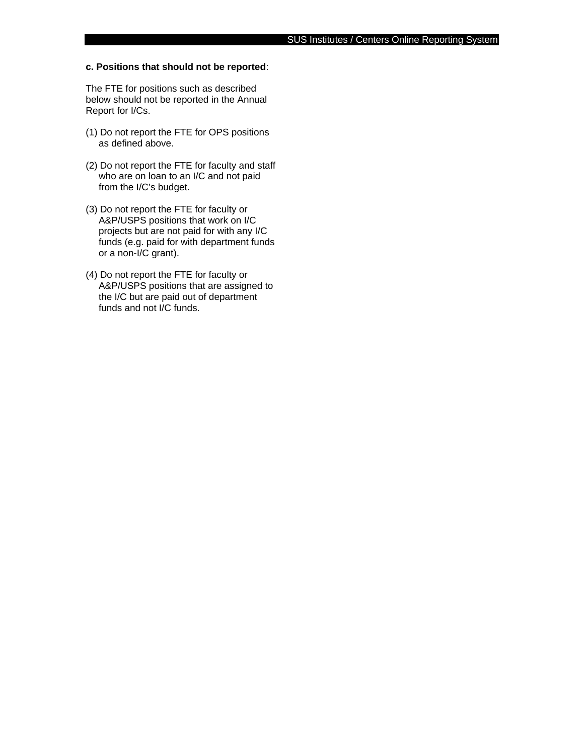**c. Positions that should not be reported**:

The FTE for positions such as described below should not be reported in the Annual Report for I/Cs.

(1) Do not report the FTE for OPS positions as defined above.

(2) Do not report the FTE for faculty and staff who are on loan to an I/C and not paid from the I/C's budget.

(3) Do not report the FTE for faculty or A&P/USPS positions that work on I/C projects but are not paid for with any I/C funds (e.g. paid for with department funds or a non-I/C grant).

(4) Do not report the FTE for faculty or A&P/USPS positions that are assigned to the I/C but are paid out of department funds and not I/C funds.